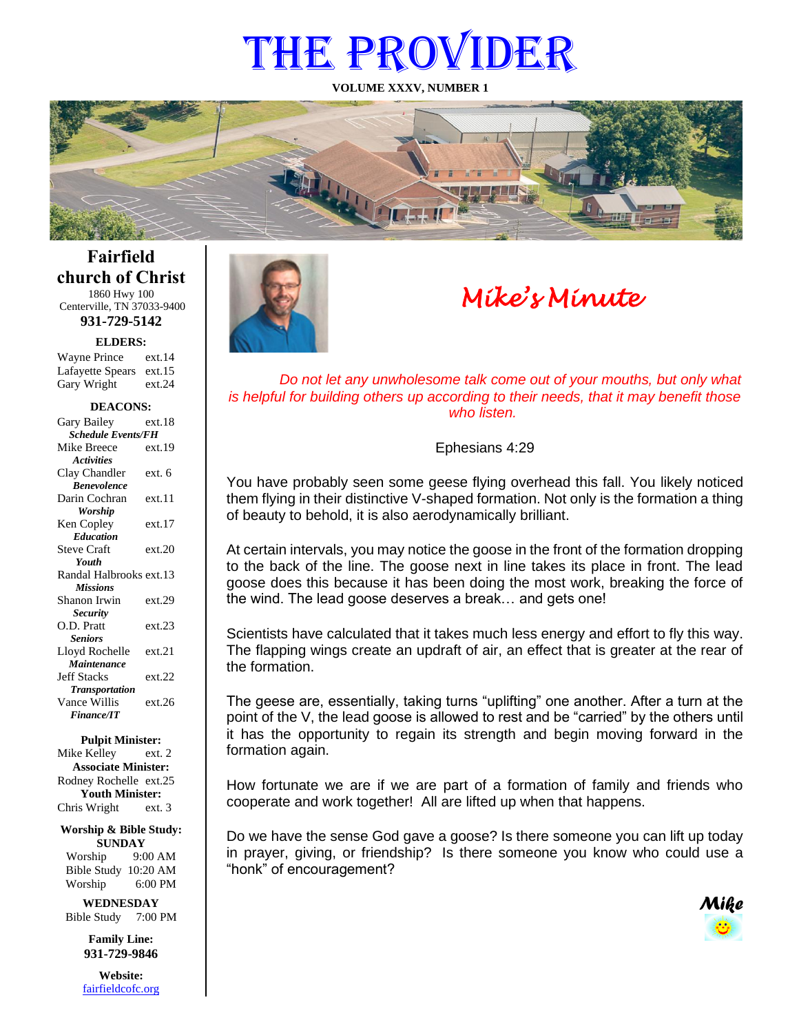# THE PROVIDER

**VOLUME XXXV, NUMBER 1**

## Fairfield church of Christ

1860 Hwy 100
Centerville, TN 37033-9400
**931-729-5142**

**ELDERS:**

Wayne Prince ext.14
Lafayette Spears ext.15
Gary Wright ext.24

**DEACONS:**

Gary Bailey ext.18
***Schedule Events/FH***
Mike Breece ext.19
***Activities***
Clay Chandler ext. 6
***Benevolence***
Darin Cochran ext.11
***Worship***
Ken Copley ext.17
***Education***
Steve Craft ext.20
***Youth***
Randal Halbrooks ext.13
***Missions***
Shanon Irwin ext.29
***Security***
O.D. Pratt ext.23
***Seniors***
Lloyd Rochelle ext.21
***Maintenance***
Jeff Stacks ext.22
***Transportation***
Vance Willis ext.26
***Finance/IT***

**Pulpit Minister:**
Mike Kelley ext. 2
**Associate Minister:**
Rodney Rochelle ext.25
**Youth Minister:**
Chris Wright ext. 3

**Worship & Bible Study:**
**SUNDAY**
Worship 9:00 AM
Bible Study 10:20 AM
Worship 6:00 PM

**WEDNESDAY**
Bible Study 7:00 PM

**Family Line:**
**931-729-9846**

**Website:**
fairfieldcofc.org

## *Mike's Minute*

*Do not let any unwholesome talk come out of your mouths, but only what is helpful for building others up according to their needs, that it may benefit those who listen.*

Ephesians 4:29

You have probably seen some geese flying overhead this fall. You likely noticed them flying in their distinctive V-shaped formation. Not only is the formation a thing of beauty to behold, it is also aerodynamically brilliant.

At certain intervals, you may notice the goose in the front of the formation dropping to the back of the line. The goose next in line takes its place in front. The lead goose does this because it has been doing the most work, breaking the force of the wind. The lead goose deserves a break… and gets one!

Scientists have calculated that it takes much less energy and effort to fly this way. The flapping wings create an updraft of air, an effect that is greater at the rear of the formation.

The geese are, essentially, taking turns "uplifting" one another. After a turn at the point of the V, the lead goose is allowed to rest and be "carried" by the others until it has the opportunity to regain its strength and begin moving forward in the formation again.

How fortunate we are if we are part of a formation of family and friends who cooperate and work together! All are lifted up when that happens.

Do we have the sense God gave a goose? Is there someone you can lift up today in prayer, giving, or friendship? Is there someone you know who could use a "honk" of encouragement?

***Mike***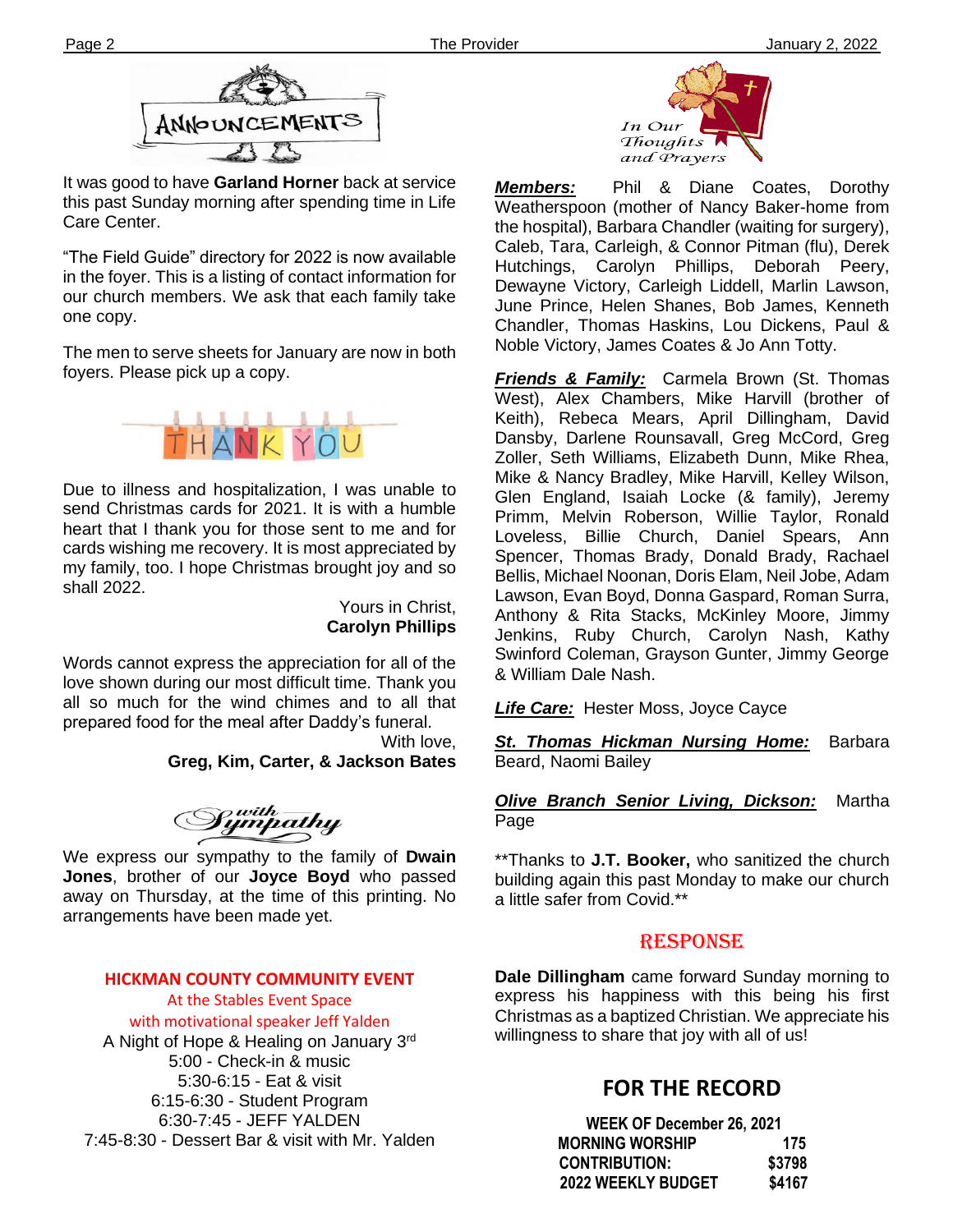## ANNOUNCEMENTS

It was good to have **Garland Horner** back at service this past Sunday morning after spending time in Life Care Center.

"The Field Guide" directory for 2022 is now available in the foyer. This is a listing of contact information for our church members. We ask that each family take one copy.

The men to serve sheets for January are now in both foyers. Please pick up a copy.

## THANK YOU

Due to illness and hospitalization, I was unable to send Christmas cards for 2021. It is with a humble heart that I thank you for those sent to me and for cards wishing me recovery. It is most appreciated by my family, too. I hope Christmas brought joy and so shall 2022.

Yours in Christ,
**Carolyn Phillips**

Words cannot express the appreciation for all of the love shown during our most difficult time. Thank you all so much for the wind chimes and to all that prepared food for the meal after Daddy's funeral.

With love,
**Greg, Kim, Carter, & Jackson Bates**

## with Sympathy

We express our sympathy to the family of **Dwain Jones**, brother of our **Joyce Boyd** who passed away on Thursday, at the time of this printing. No arrangements have been made yet.

**HICKMAN COUNTY COMMUNITY EVENT**
At the Stables Event Space
with motivational speaker Jeff Yalden
A Night of Hope & Healing on January 3rd
5:00 - Check-in & music
5:30-6:15 - Eat & visit
6:15-6:30 - Student Program
6:30-7:45 - JEFF YALDEN
7:45-8:30 - Dessert Bar & visit with Mr. Yalden

## In Our Thoughts and Prayers

***Members:*** Phil & Diane Coates, Dorothy Weatherspoon (mother of Nancy Baker-home from the hospital), Barbara Chandler (waiting for surgery), Caleb, Tara, Carleigh, & Connor Pitman (flu), Derek Hutchings, Carolyn Phillips, Deborah Peery, Dewayne Victory, Carleigh Liddell, Marlin Lawson, June Prince, Helen Shanes, Bob James, Kenneth Chandler, Thomas Haskins, Lou Dickens, Paul & Noble Victory, James Coates & Jo Ann Totty.

***Friends & Family:*** Carmela Brown (St. Thomas West), Alex Chambers, Mike Harvill (brother of Keith), Rebeca Mears, April Dillingham, David Dansby, Darlene Rounsavall, Greg McCord, Greg Zoller, Seth Williams, Elizabeth Dunn, Mike Rhea, Mike & Nancy Bradley, Mike Harvill, Kelley Wilson, Glen England, Isaiah Locke (& family), Jeremy Primm, Melvin Roberson, Willie Taylor, Ronald Loveless, Billie Church, Daniel Spears, Ann Spencer, Thomas Brady, Donald Brady, Rachael Bellis, Michael Noonan, Doris Elam, Neil Jobe, Adam Lawson, Evan Boyd, Donna Gaspard, Roman Surra, Anthony & Rita Stacks, McKinley Moore, Jimmy Jenkins, Ruby Church, Carolyn Nash, Kathy Swinford Coleman, Grayson Gunter, Jimmy George & William Dale Nash.

***Life Care:*** Hester Moss, Joyce Cayce

***St. Thomas Hickman Nursing Home:*** Barbara Beard, Naomi Bailey

***Olive Branch Senior Living, Dickson:*** Martha Page

**Thanks to **J.T. Booker,** who sanitized the church building again this past Monday to make our church a little safer from Covid.**

## RESPONSE

**Dale Dillingham** came forward Sunday morning to express his happiness with this being his first Christmas as a baptized Christian. We appreciate his willingness to share that joy with all of us!

## FOR THE RECORD

| WEEK OF December 26, 2021 | |
|---|---|
| MORNING WORSHIP | 175 |
| CONTRIBUTION: | $3798 |
| 2022 WEEKLY BUDGET | $4167 |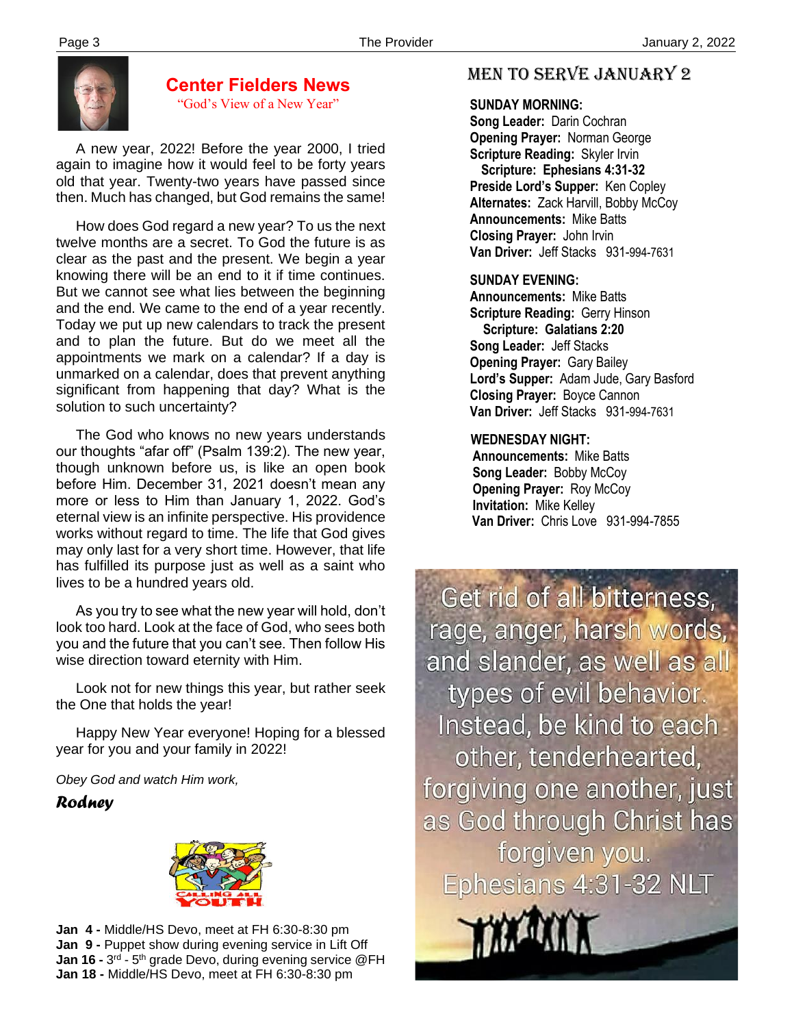## Center Fielders News

"God's View of a New Year"

A new year, 2022! Before the year 2000, I tried again to imagine how it would feel to be forty years old that year. Twenty-two years have passed since then. Much has changed, but God remains the same!

How does God regard a new year? To us the next twelve months are a secret. To God the future is as clear as the past and the present. We begin a year knowing there will be an end to it if time continues. But we cannot see what lies between the beginning and the end. We came to the end of a year recently. Today we put up new calendars to track the present and to plan the future. But do we meet all the appointments we mark on a calendar? If a day is unmarked on a calendar, does that prevent anything significant from happening that day? What is the solution to such uncertainty?

The God who knows no new years understands our thoughts "afar off" (Psalm 139:2). The new year, though unknown before us, is like an open book before Him. December 31, 2021 doesn't mean any more or less to Him than January 1, 2022. God's eternal view is an infinite perspective. His providence works without regard to time. The life that God gives may only last for a very short time. However, that life has fulfilled its purpose just as well as a saint who lives to be a hundred years old.

As you try to see what the new year will hold, don't look too hard. Look at the face of God, who sees both you and the future that you can't see. Then follow His wise direction toward eternity with Him.

Look not for new things this year, but rather seek the One that holds the year!

Happy New Year everyone! Hoping for a blessed year for you and your family in 2022!

*Obey God and watch Him work,*

***Rodney***

**CALLING ALL YOUTH**

**Jan 4 -** Middle/HS Devo, meet at FH 6:30-8:30 pm
**Jan 9 -** Puppet show during evening service in Lift Off
**Jan 16 -** 3rd - 5th grade Devo, during evening service @FH
**Jan 18 -** Middle/HS Devo, meet at FH 6:30-8:30 pm

## Men to Serve January 2

**SUNDAY MORNING:**
**Song Leader:** Darin Cochran
**Opening Prayer:** Norman George
**Scripture Reading:** Skyler Irvin
**Scripture: Ephesians 4:31-32**
**Preside Lord's Supper:** Ken Copley
**Alternates:** Zack Harvill, Bobby McCoy
**Announcements:** Mike Batts
**Closing Prayer:** John Irvin
**Van Driver:** Jeff Stacks 931-994-7631

**SUNDAY EVENING:**
**Announcements:** Mike Batts
**Scripture Reading:** Gerry Hinson
**Scripture: Galatians 2:20**
**Song Leader:** Jeff Stacks
**Opening Prayer:** Gary Bailey
**Lord's Supper:** Adam Jude, Gary Basford
**Closing Prayer:** Boyce Cannon
**Van Driver:** Jeff Stacks 931-994-7631

**WEDNESDAY NIGHT:**
**Announcements:** Mike Batts
**Song Leader:** Bobby McCoy
**Opening Prayer:** Roy McCoy
**Invitation:** Mike Kelley
**Van Driver:** Chris Love 931-994-7855

Get rid of all bitterness, rage, anger, harsh words, and slander, as well as all types of evil behavior. Instead, be kind to each other, tenderhearted, forgiving one another, just as God through Christ has forgiven you.
Ephesians 4:31-32 NLT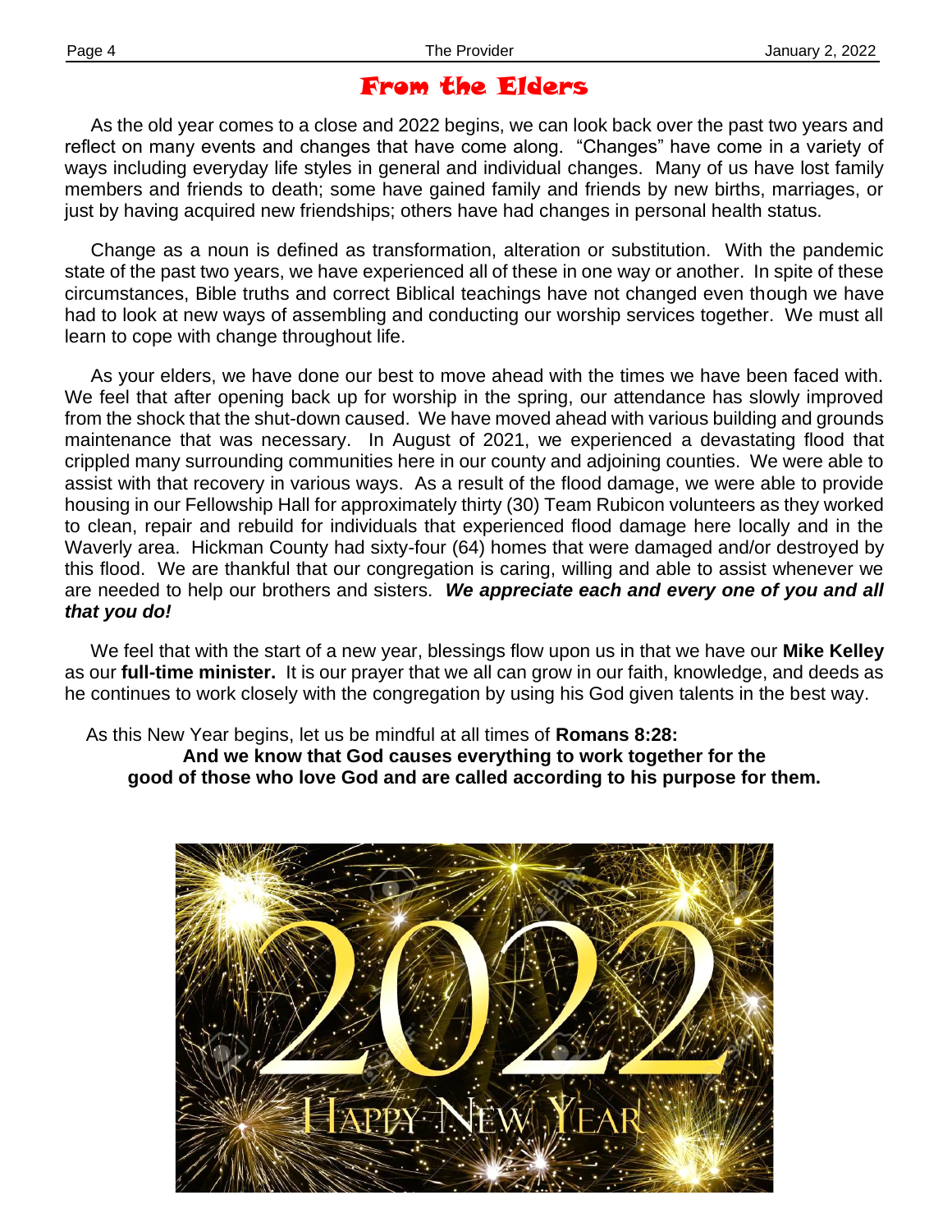## From the Elders

As the old year comes to a close and 2022 begins, we can look back over the past two years and reflect on many events and changes that have come along. "Changes" have come in a variety of ways including everyday life styles in general and individual changes. Many of us have lost family members and friends to death; some have gained family and friends by new births, marriages, or just by having acquired new friendships; others have had changes in personal health status.

Change as a noun is defined as transformation, alteration or substitution. With the pandemic state of the past two years, we have experienced all of these in one way or another. In spite of these circumstances, Bible truths and correct Biblical teachings have not changed even though we have had to look at new ways of assembling and conducting our worship services together. We must all learn to cope with change throughout life.

As your elders, we have done our best to move ahead with the times we have been faced with. We feel that after opening back up for worship in the spring, our attendance has slowly improved from the shock that the shut-down caused. We have moved ahead with various building and grounds maintenance that was necessary. In August of 2021, we experienced a devastating flood that crippled many surrounding communities here in our county and adjoining counties. We were able to assist with that recovery in various ways. As a result of the flood damage, we were able to provide housing in our Fellowship Hall for approximately thirty (30) Team Rubicon volunteers as they worked to clean, repair and rebuild for individuals that experienced flood damage here locally and in the Waverly area. Hickman County had sixty-four (64) homes that were damaged and/or destroyed by this flood. We are thankful that our congregation is caring, willing and able to assist whenever we are needed to help our brothers and sisters. ***We appreciate each and every one of you and all that you do!***

We feel that with the start of a new year, blessings flow upon us in that we have our **Mike Kelley** as our **full-time minister.** It is our prayer that we all can grow in our faith, knowledge, and deeds as he continues to work closely with the congregation by using his God given talents in the best way.

As this New Year begins, let us be mindful at all times of **Romans 8:28:**

**And we know that God causes everything to work together for the good of those who love God and are called according to his purpose for them.**

2022

HAPPY NEW YEAR